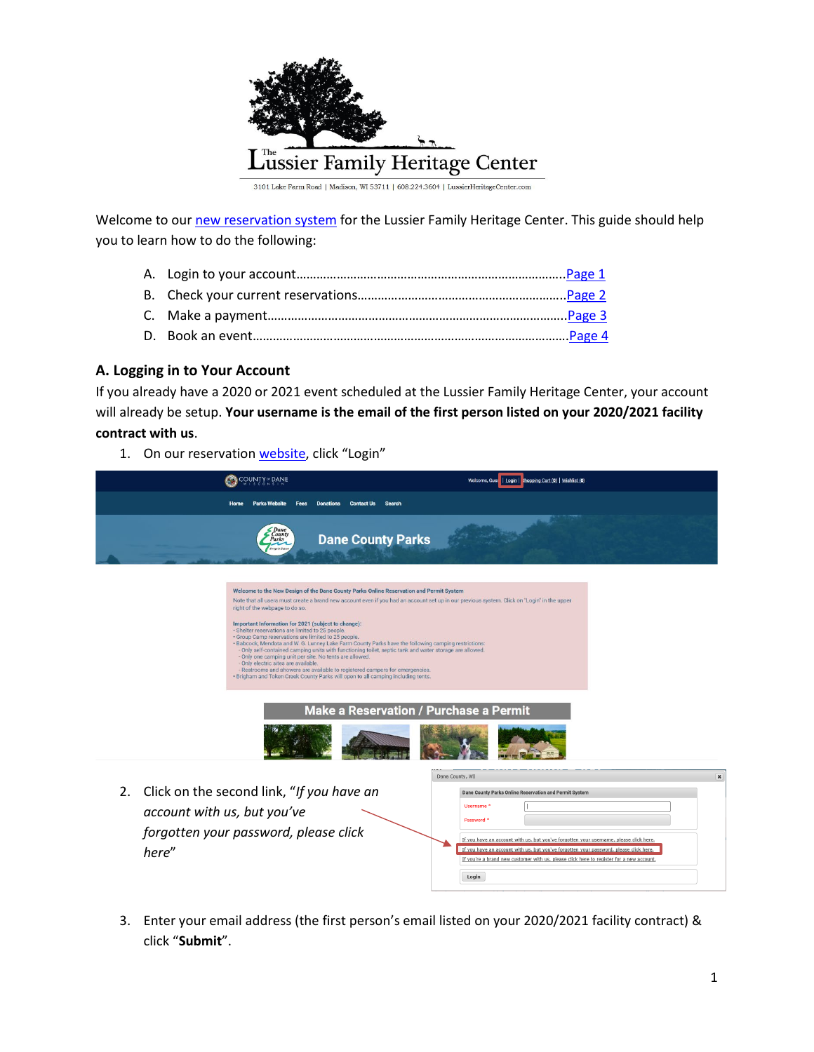# The Lussier Family Heritage Center

3101 Lake Farm Road | Madison, WI 53711 | 608.224.3604 | LussierHeritageCenter.com

Welcome to our new reservation system for the Lussier Family Heritage Center. This guide should help you to learn how to do the following:

A. Login to your account………………………………………………………………………Page 1
B. Check your current reservations…………………………………………………….Page 2
C. Make a payment…………………………………………………………………………….Page 3
D. Book an event……………………………………………………………………………….Page 4

## A. Logging in to Your Account

If you already have a 2020 or 2021 event scheduled at the Lussier Family Heritage Center, your account will already be setup. **Your username is the email of the first person listed on your 2020/2021 facility contract with us**.

1. On our reservation website, click "Login"
2. Click on the second link, "*If you have an account with us, but you've forgotten your password, please click here*"
3. Enter your email address (the first person's email listed on your 2020/2021 facility contract) & click "**Submit**".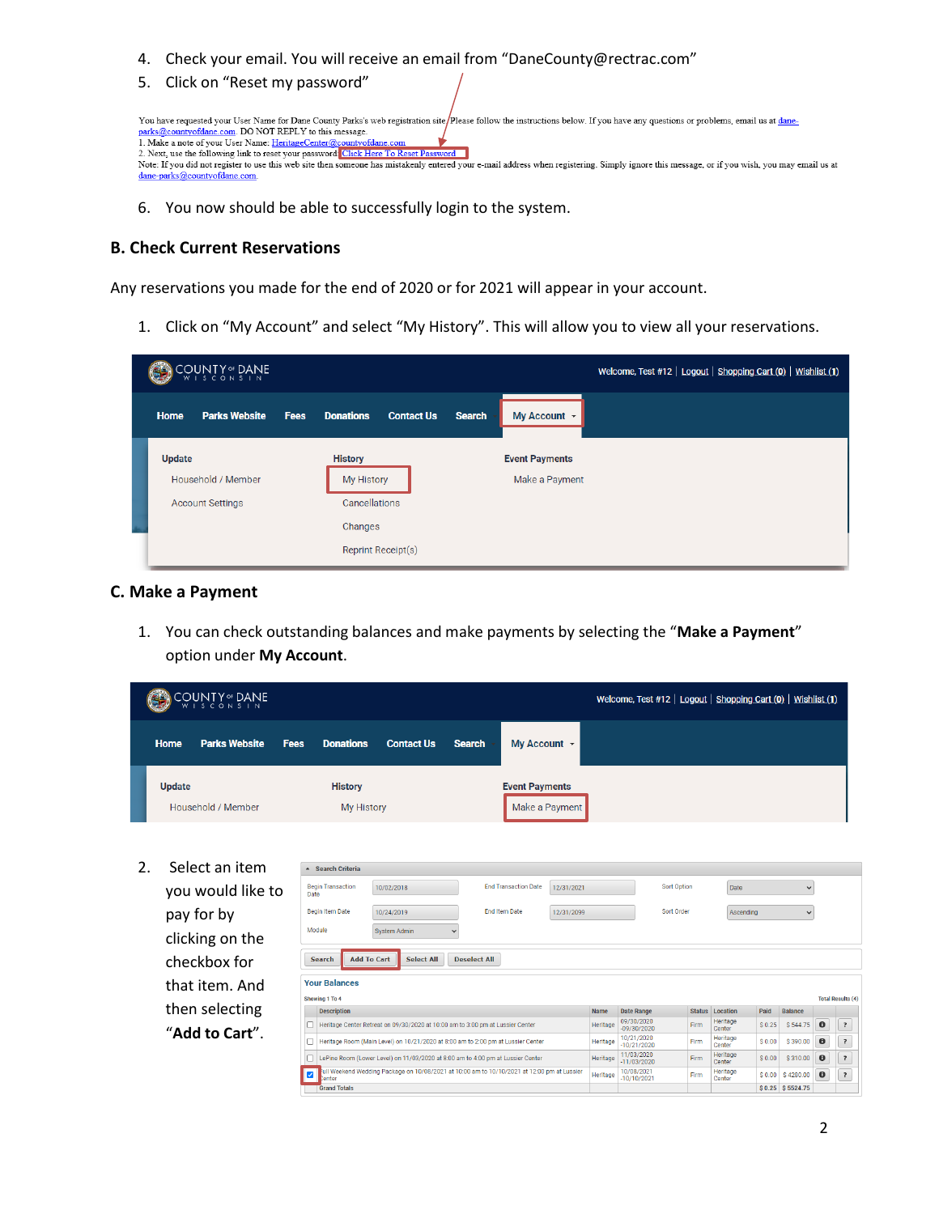4. Check your email. You will receive an email from "DaneCounty@rectrac.com"
5. Click on "Reset my password"

You have requested your User Name for Dane County Parks's web registration site. Please follow the instructions below. If you have any questions or problems, email us at dane-parks@countyofdane.com. DO NOT REPLY to this message.
1. Make a note of your User Name: HeritageCenter@countyofdane.com
2. Next, use the following link to reset your password: Click Here To Reset Password
Note: If you did not register to use this web site then someone has mistakenly entered your e-mail address when registering. Simply ignore this message, or if you wish, you may email us at dane-parks@countyofdane.com.

6. You now should be able to successfully login to the system.

## B. Check Current Reservations

Any reservations you made for the end of 2020 or for 2021 will appear in your account.

1. Click on "My Account" and select "My History". This will allow you to view all your reservations.

COUNTY of DANE WISCONSIN — Welcome, Test #12 | Logout | Shopping Cart (0) | Wishlist (1)

Home | Parks Website | Fees | Donations | Contact Us | Search | My Account

| Update | History | Event Payments |
|---|---|---|
| Household / Member | My History | Make a Payment |
| Account Settings | Cancellations | |
| | Changes | |
| | Reprint Receipt(s) | |

## C. Make a Payment

1. You can check outstanding balances and make payments by selecting the "**Make a Payment**" option under **My Account**.

COUNTY of DANE WISCONSIN — Welcome, Test #12 | Logout | Shopping Cart (0) | Wishlist (1)

Home | Parks Website | Fees | Donations | Contact Us | Search | My Account

| Update | History | Event Payments |
|---|---|---|
| Household / Member | My History | Make a Payment |

2. Select an item you would like to pay for by clicking on the checkbox for that item. And then selecting "**Add to Cart**".

Search Criteria

| Begin Transaction Date | 10/02/2018 | End Transaction Date | 12/31/2021 | Sort Option | Date |
|---|---|---|---|---|---|
| Begin Item Date | 10/24/2019 | End Item Date | 12/31/2099 | Sort Order | Ascending |
| Module | System Admin | | | | |

Search | Add To Cart | Select All | Deselect All

Your Balances

Showing 1 To 4 — Total Results (4)

| | Description | Name | Date Range | Status | Location | Paid | Balance |
|---|---|---|---|---|---|---|---|
| ☐ | Heritage Center Retreat on 09/30/2020 at 10:00 am to 3:00 pm at Lussier Center | Heritage | 09/30/2020 -09/30/2020 | Firm | Heritage Center | $ 0.25 | $ 544.75 |
| ☐ | Heritage Room (Main Level) on 10/21/2020 at 8:00 am to 2:00 pm at Lussier Center | Heritage | 10/21/2020 -10/21/2020 | Firm | Heritage Center | $ 0.00 | $ 390.00 |
| ☐ | LePine Room (Lower Level) on 11/03/2020 at 8:00 am to 4:00 pm at Lussier Center | Heritage | 11/03/2020 -11/03/2020 | Firm | Heritage Center | $ 0.00 | $ 310.00 |
| ☑ | Full Weekend Wedding Package on 10/08/2021 at 10:00 am to 10/10/2021 at 12:00 pm at Lussier Center | Heritage | 10/08/2021 -10/10/2021 | Firm | Heritage Center | $ 0.00 | $ 4280.00 |
| | Grand Totals | | | | | $ 0.25 | $ 5524.75 |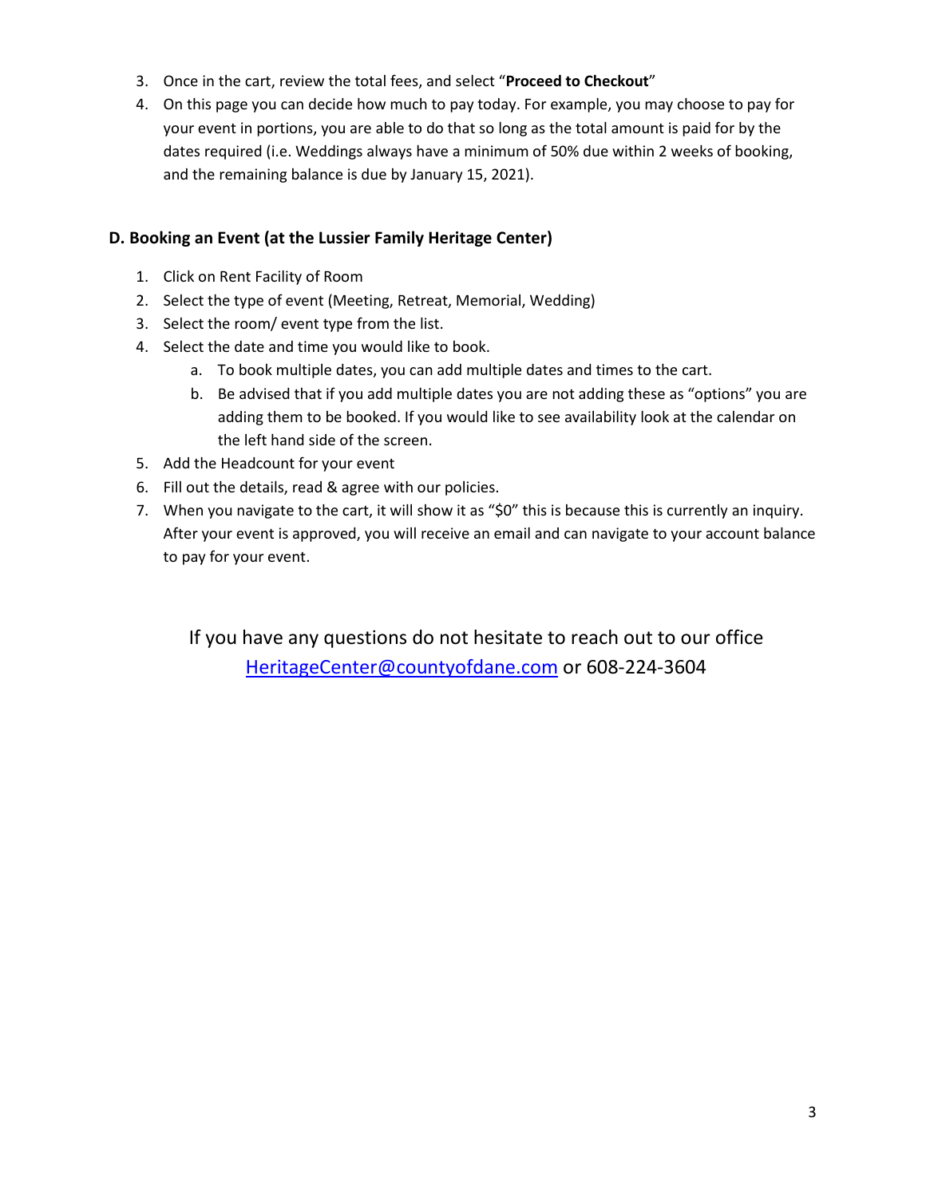3. Once in the cart, review the total fees, and select "**Proceed to Checkout**"
4. On this page you can decide how much to pay today. For example, you may choose to pay for your event in portions, you are able to do that so long as the total amount is paid for by the dates required (i.e. Weddings always have a minimum of 50% due within 2 weeks of booking, and the remaining balance is due by January 15, 2021).

### D. Booking an Event (at the Lussier Family Heritage Center)

1. Click on Rent Facility of Room
2. Select the type of event (Meeting, Retreat, Memorial, Wedding)
3. Select the room/ event type from the list.
4. Select the date and time you would like to book.
   a. To book multiple dates, you can add multiple dates and times to the cart.
   b. Be advised that if you add multiple dates you are not adding these as "options" you are adding them to be booked. If you would like to see availability look at the calendar on the left hand side of the screen.
5. Add the Headcount for your event
6. Fill out the details, read & agree with our policies.
7. When you navigate to the cart, it will show it as "$0" this is because this is currently an inquiry. After your event is approved, you will receive an email and can navigate to your account balance to pay for your event.

If you have any questions do not hesitate to reach out to our office
HeritageCenter@countyofdane.com or 608-224-3604